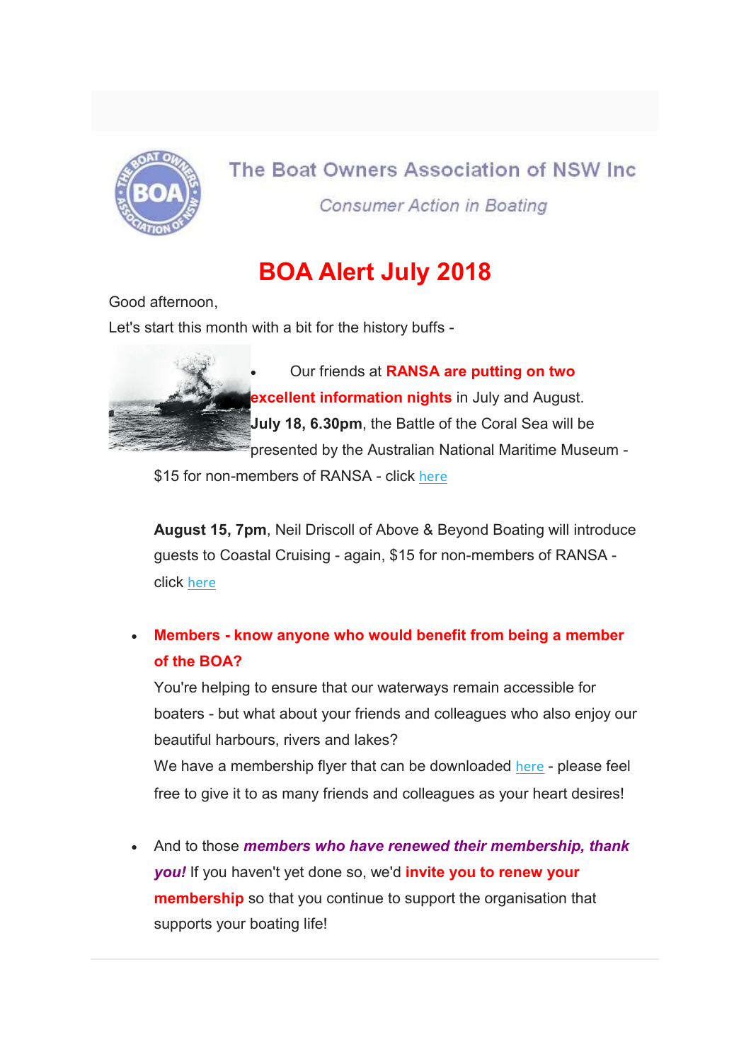The Boat Owners Association of NSW Inc

*Consumer Action in Boating*

# BOA Alert July 2018

Good afternoon,

Let's start this month with a bit for the history buffs -

- Our friends at **RANSA are putting on two excellent information nights** in July and August.
  **July 18, 6.30pm**, the Battle of the Coral Sea will be presented by the Australian National Maritime Museum - $15 for non-members of RANSA - click here

  **August 15, 7pm**, Neil Driscoll of Above & Beyond Boating will introduce guests to Coastal Cruising - again, $15 for non-members of RANSA - click here

- **Members - know anyone who would benefit from being a member of the BOA?**
  You're helping to ensure that our waterways remain accessible for boaters - but what about your friends and colleagues who also enjoy our beautiful harbours, rivers and lakes?
  We have a membership flyer that can be downloaded here - please feel free to give it to as many friends and colleagues as your heart desires!

- And to those ***members who have renewed their membership, thank you!*** If you haven't yet done so, we'd **invite you to renew your membership** so that you continue to support the organisation that supports your boating life!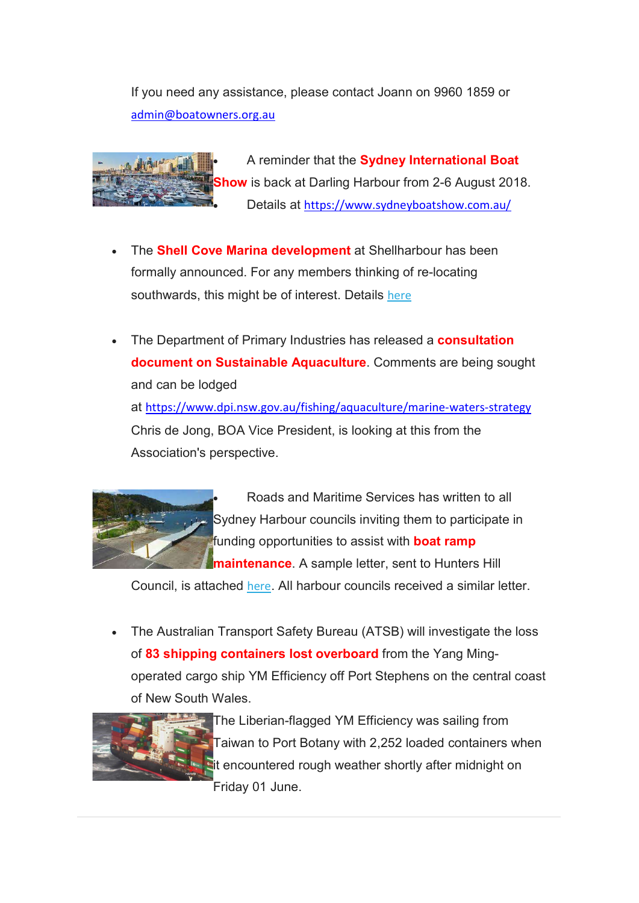If you need any assistance, please contact Joann on 9960 1859 or [admin@boatowners.org.au](mailto:admin@boatowners.org.au)

- A reminder that the **Sydney International Boat Show** is back at Darling Harbour from 2-6 August 2018.
- Details at [https://www.sydneyboatshow.com.au/](https://www.sydneyboatshow.com.au/)

- The **Shell Cove Marina development** at Shellharbour has been formally announced. For any members thinking of re-locating southwards, this might be of interest. Details [here]

- The Department of Primary Industries has released a **consultation document on Sustainable Aquaculture**. Comments are being sought and can be lodged at [https://www.dpi.nsw.gov.au/fishing/aquaculture/marine-waters-strategy](https://www.dpi.nsw.gov.au/fishing/aquaculture/marine-waters-strategy) Chris de Jong, BOA Vice President, is looking at this from the Association's perspective.

- Roads and Maritime Services has written to all Sydney Harbour councils inviting them to participate in funding opportunities to assist with **boat ramp maintenance**. A sample letter, sent to Hunters Hill Council, is attached [here]. All harbour councils received a similar letter.

- The Australian Transport Safety Bureau (ATSB) will investigate the loss of **83 shipping containers lost overboard** from the Yang Ming-operated cargo ship YM Efficiency off Port Stephens on the central coast of New South Wales.

  The Liberian-flagged YM Efficiency was sailing from Taiwan to Port Botany with 2,252 loaded containers when it encountered rough weather shortly after midnight on Friday 01 June.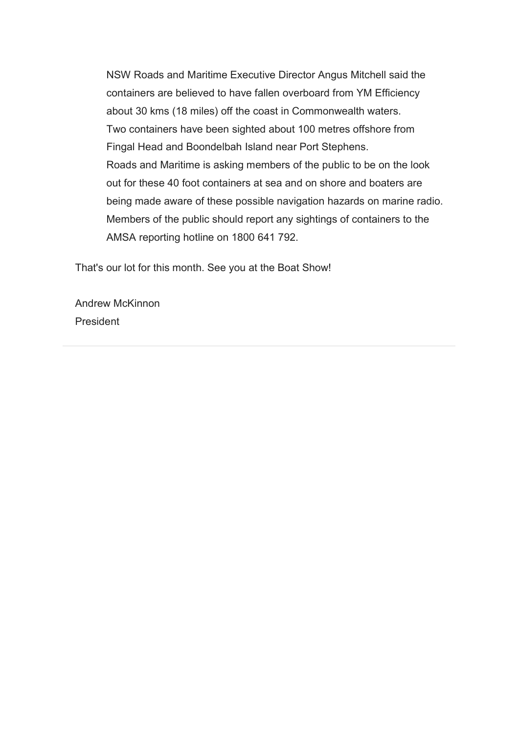> NSW Roads and Maritime Executive Director Angus Mitchell said the containers are believed to have fallen overboard from YM Efficiency about 30 kms (18 miles) off the coast in Commonwealth waters.
> Two containers have been sighted about 100 metres offshore from Fingal Head and Boondelbah Island near Port Stephens.
> Roads and Maritime is asking members of the public to be on the look out for these 40 foot containers at sea and on shore and boaters are being made aware of these possible navigation hazards on marine radio.
> Members of the public should report any sightings of containers to the AMSA reporting hotline on 1800 641 792.

That's our lot for this month. See you at the Boat Show!

Andrew McKinnon
President

---